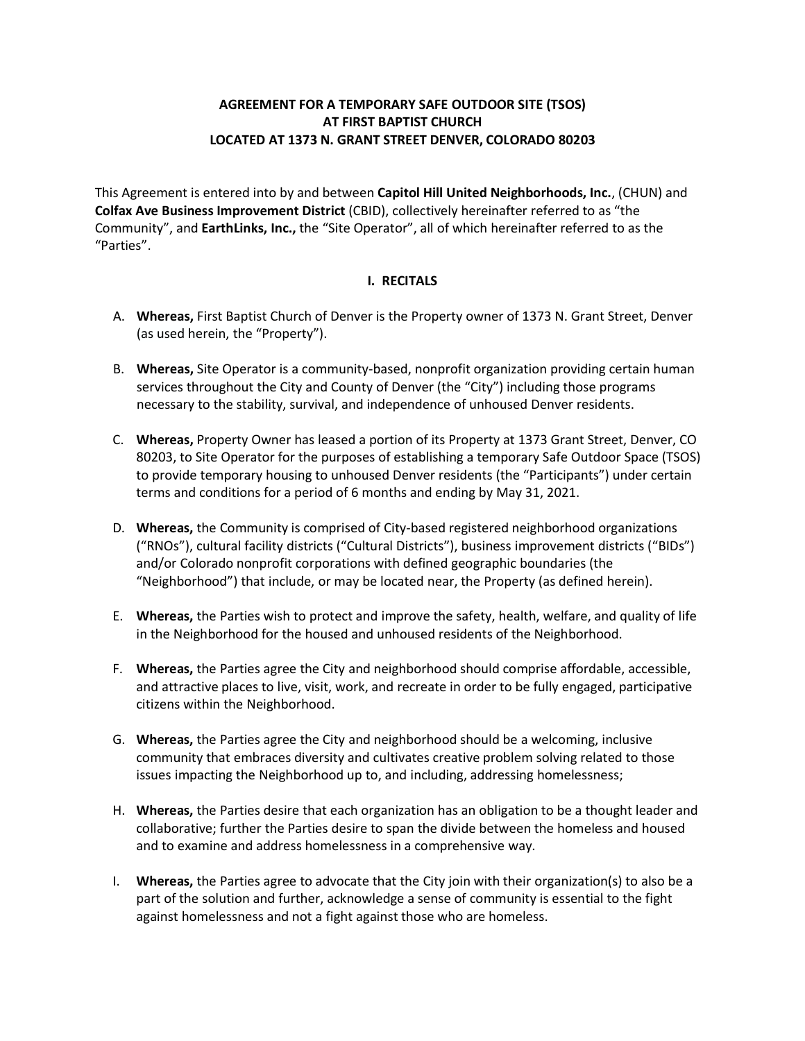**AGREEMENT FOR A TEMPORARY SAFE OUTDOOR SITE (TSOS)**
**AT FIRST BAPTIST CHURCH**
**LOCATED AT 1373 N. GRANT STREET DENVER, COLORADO 80203**

This Agreement is entered into by and between **Capitol Hill United Neighborhoods, Inc.**, (CHUN) and **Colfax Ave Business Improvement District** (CBID), collectively hereinafter referred to as "the Community", and **EarthLinks, Inc.,** the "Site Operator", all of which hereinafter referred to as the "Parties".

## I. RECITALS

A. **Whereas,** First Baptist Church of Denver is the Property owner of 1373 N. Grant Street, Denver (as used herein, the "Property").

B. **Whereas,** Site Operator is a community-based, nonprofit organization providing certain human services throughout the City and County of Denver (the "City") including those programs necessary to the stability, survival, and independence of unhoused Denver residents.

C. **Whereas,** Property Owner has leased a portion of its Property at 1373 Grant Street, Denver, CO 80203, to Site Operator for the purposes of establishing a temporary Safe Outdoor Space (TSOS) to provide temporary housing to unhoused Denver residents (the "Participants") under certain terms and conditions for a period of 6 months and ending by May 31, 2021.

D. **Whereas,** the Community is comprised of City-based registered neighborhood organizations ("RNOs"), cultural facility districts ("Cultural Districts"), business improvement districts ("BIDs") and/or Colorado nonprofit corporations with defined geographic boundaries (the "Neighborhood") that include, or may be located near, the Property (as defined herein).

E. **Whereas,** the Parties wish to protect and improve the safety, health, welfare, and quality of life in the Neighborhood for the housed and unhoused residents of the Neighborhood.

F. **Whereas,** the Parties agree the City and neighborhood should comprise affordable, accessible, and attractive places to live, visit, work, and recreate in order to be fully engaged, participative citizens within the Neighborhood.

G. **Whereas,** the Parties agree the City and neighborhood should be a welcoming, inclusive community that embraces diversity and cultivates creative problem solving related to those issues impacting the Neighborhood up to, and including, addressing homelessness;

H. **Whereas,** the Parties desire that each organization has an obligation to be a thought leader and collaborative; further the Parties desire to span the divide between the homeless and housed and to examine and address homelessness in a comprehensive way.

I. **Whereas,** the Parties agree to advocate that the City join with their organization(s) to also be a part of the solution and further, acknowledge a sense of community is essential to the fight against homelessness and not a fight against those who are homeless.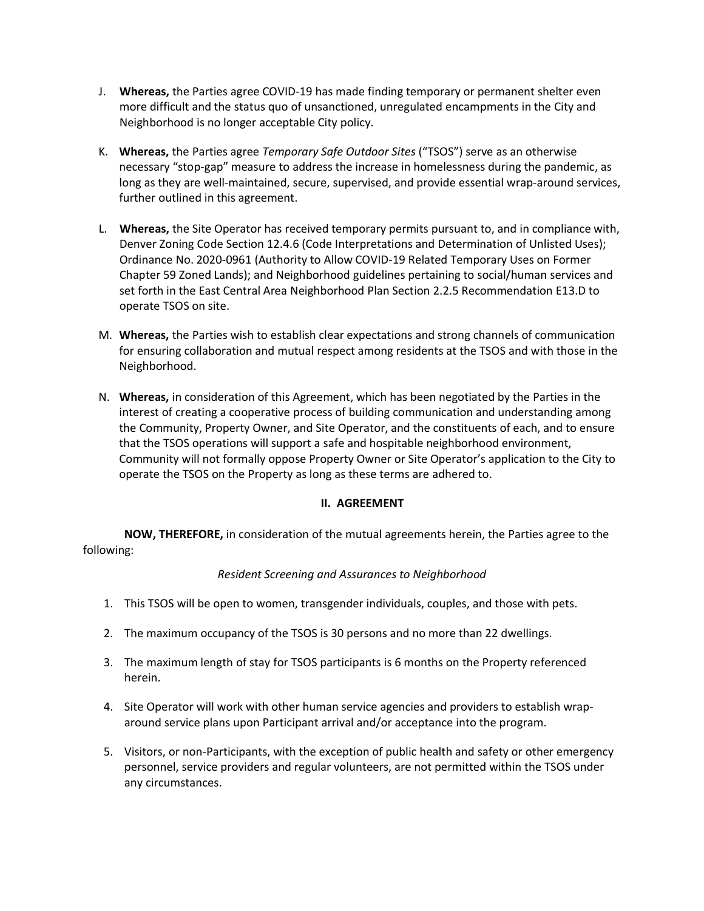J. **Whereas,** the Parties agree COVID-19 has made finding temporary or permanent shelter even more difficult and the status quo of unsanctioned, unregulated encampments in the City and Neighborhood is no longer acceptable City policy.

K. **Whereas,** the Parties agree *Temporary Safe Outdoor Sites* ("TSOS") serve as an otherwise necessary "stop-gap" measure to address the increase in homelessness during the pandemic, as long as they are well-maintained, secure, supervised, and provide essential wrap-around services, further outlined in this agreement.

L. **Whereas,** the Site Operator has received temporary permits pursuant to, and in compliance with, Denver Zoning Code Section 12.4.6 (Code Interpretations and Determination of Unlisted Uses); Ordinance No. 2020-0961 (Authority to Allow COVID-19 Related Temporary Uses on Former Chapter 59 Zoned Lands); and Neighborhood guidelines pertaining to social/human services and set forth in the East Central Area Neighborhood Plan Section 2.2.5 Recommendation E13.D to operate TSOS on site.

M. **Whereas,** the Parties wish to establish clear expectations and strong channels of communication for ensuring collaboration and mutual respect among residents at the TSOS and with those in the Neighborhood.

N. **Whereas,** in consideration of this Agreement, which has been negotiated by the Parties in the interest of creating a cooperative process of building communication and understanding among the Community, Property Owner, and Site Operator, and the constituents of each, and to ensure that the TSOS operations will support a safe and hospitable neighborhood environment, Community will not formally oppose Property Owner or Site Operator's application to the City to operate the TSOS on the Property as long as these terms are adhered to.

## II. AGREEMENT

**NOW, THEREFORE,** in consideration of the mutual agreements herein, the Parties agree to the following:

*Resident Screening and Assurances to Neighborhood*

1. This TSOS will be open to women, transgender individuals, couples, and those with pets.
2. The maximum occupancy of the TSOS is 30 persons and no more than 22 dwellings.
3. The maximum length of stay for TSOS participants is 6 months on the Property referenced herein.
4. Site Operator will work with other human service agencies and providers to establish wrap-around service plans upon Participant arrival and/or acceptance into the program.
5. Visitors, or non-Participants, with the exception of public health and safety or other emergency personnel, service providers and regular volunteers, are not permitted within the TSOS under any circumstances.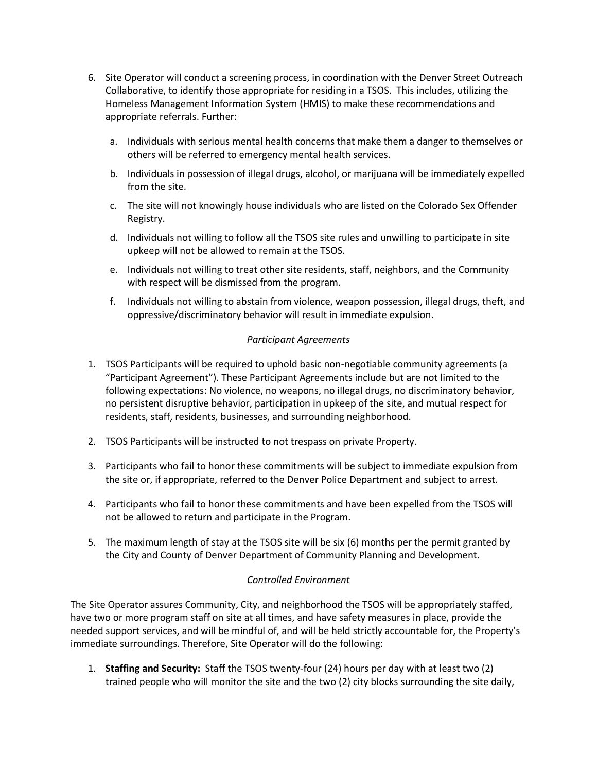6. Site Operator will conduct a screening process, in coordination with the Denver Street Outreach Collaborative, to identify those appropriate for residing in a TSOS. This includes, utilizing the Homeless Management Information System (HMIS) to make these recommendations and appropriate referrals. Further:

   a. Individuals with serious mental health concerns that make them a danger to themselves or others will be referred to emergency mental health services.

   b. Individuals in possession of illegal drugs, alcohol, or marijuana will be immediately expelled from the site.

   c. The site will not knowingly house individuals who are listed on the Colorado Sex Offender Registry.

   d. Individuals not willing to follow all the TSOS site rules and unwilling to participate in site upkeep will not be allowed to remain at the TSOS.

   e. Individuals not willing to treat other site residents, staff, neighbors, and the Community with respect will be dismissed from the program.

   f. Individuals not willing to abstain from violence, weapon possession, illegal drugs, theft, and oppressive/discriminatory behavior will result in immediate expulsion.

*Participant Agreements*

1. TSOS Participants will be required to uphold basic non-negotiable community agreements (a "Participant Agreement"). These Participant Agreements include but are not limited to the following expectations: No violence, no weapons, no illegal drugs, no discriminatory behavior, no persistent disruptive behavior, participation in upkeep of the site, and mutual respect for residents, staff, residents, businesses, and surrounding neighborhood.

2. TSOS Participants will be instructed to not trespass on private Property.

3. Participants who fail to honor these commitments will be subject to immediate expulsion from the site or, if appropriate, referred to the Denver Police Department and subject to arrest.

4. Participants who fail to honor these commitments and have been expelled from the TSOS will not be allowed to return and participate in the Program.

5. The maximum length of stay at the TSOS site will be six (6) months per the permit granted by the City and County of Denver Department of Community Planning and Development.

*Controlled Environment*

The Site Operator assures Community, City, and neighborhood the TSOS will be appropriately staffed, have two or more program staff on site at all times, and have safety measures in place, provide the needed support services, and will be mindful of, and will be held strictly accountable for, the Property's immediate surroundings. Therefore, Site Operator will do the following:

1. **Staffing and Security:** Staff the TSOS twenty-four (24) hours per day with at least two (2) trained people who will monitor the site and the two (2) city blocks surrounding the site daily,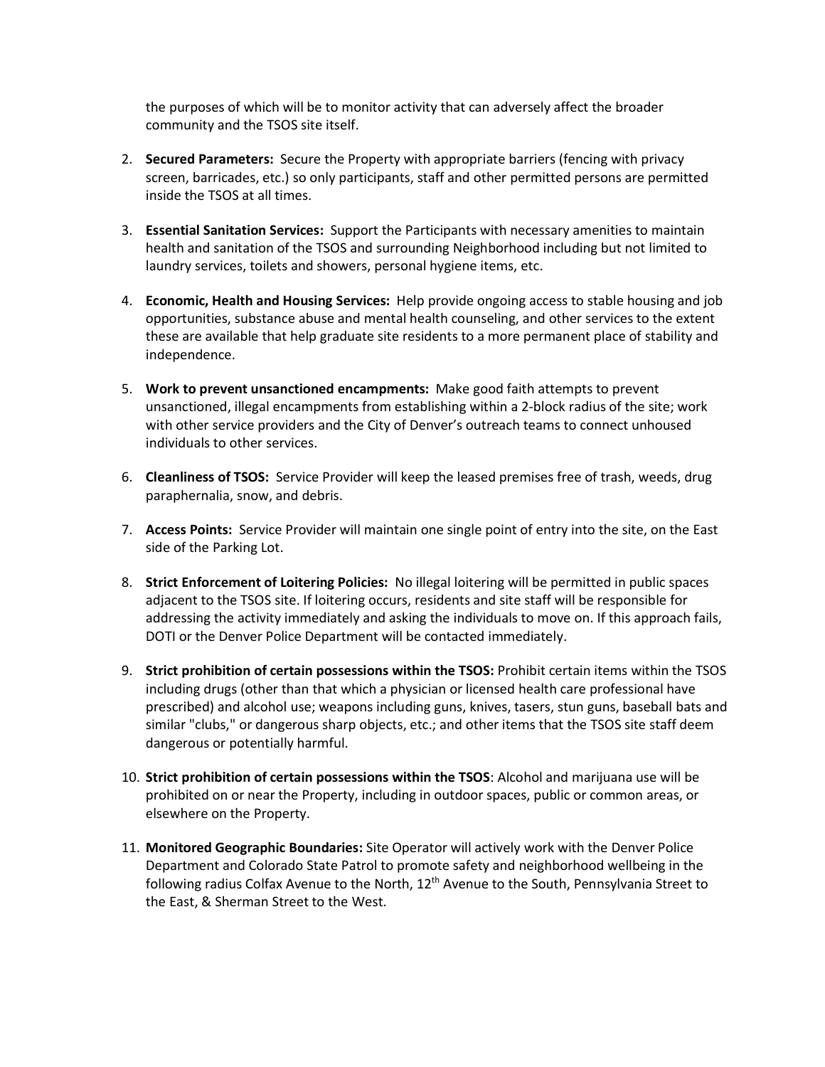the purposes of which will be to monitor activity that can adversely affect the broader community and the TSOS site itself.

2. **Secured Parameters:** Secure the Property with appropriate barriers (fencing with privacy screen, barricades, etc.) so only participants, staff and other permitted persons are permitted inside the TSOS at all times.

3. **Essential Sanitation Services:** Support the Participants with necessary amenities to maintain health and sanitation of the TSOS and surrounding Neighborhood including but not limited to laundry services, toilets and showers, personal hygiene items, etc.

4. **Economic, Health and Housing Services:** Help provide ongoing access to stable housing and job opportunities, substance abuse and mental health counseling, and other services to the extent these are available that help graduate site residents to a more permanent place of stability and independence.

5. **Work to prevent unsanctioned encampments:** Make good faith attempts to prevent unsanctioned, illegal encampments from establishing within a 2-block radius of the site; work with other service providers and the City of Denver's outreach teams to connect unhoused individuals to other services.

6. **Cleanliness of TSOS:** Service Provider will keep the leased premises free of trash, weeds, drug paraphernalia, snow, and debris.

7. **Access Points:** Service Provider will maintain one single point of entry into the site, on the East side of the Parking Lot.

8. **Strict Enforcement of Loitering Policies:** No illegal loitering will be permitted in public spaces adjacent to the TSOS site. If loitering occurs, residents and site staff will be responsible for addressing the activity immediately and asking the individuals to move on. If this approach fails, DOTI or the Denver Police Department will be contacted immediately.

9. **Strict prohibition of certain possessions within the TSOS:** Prohibit certain items within the TSOS including drugs (other than that which a physician or licensed health care professional have prescribed) and alcohol use; weapons including guns, knives, tasers, stun guns, baseball bats and similar "clubs," or dangerous sharp objects, etc.; and other items that the TSOS site staff deem dangerous or potentially harmful.

10. **Strict prohibition of certain possessions within the TSOS**: Alcohol and marijuana use will be prohibited on or near the Property, including in outdoor spaces, public or common areas, or elsewhere on the Property.

11. **Monitored Geographic Boundaries:** Site Operator will actively work with the Denver Police Department and Colorado State Patrol to promote safety and neighborhood wellbeing in the following radius Colfax Avenue to the North, 12th Avenue to the South, Pennsylvania Street to the East, & Sherman Street to the West.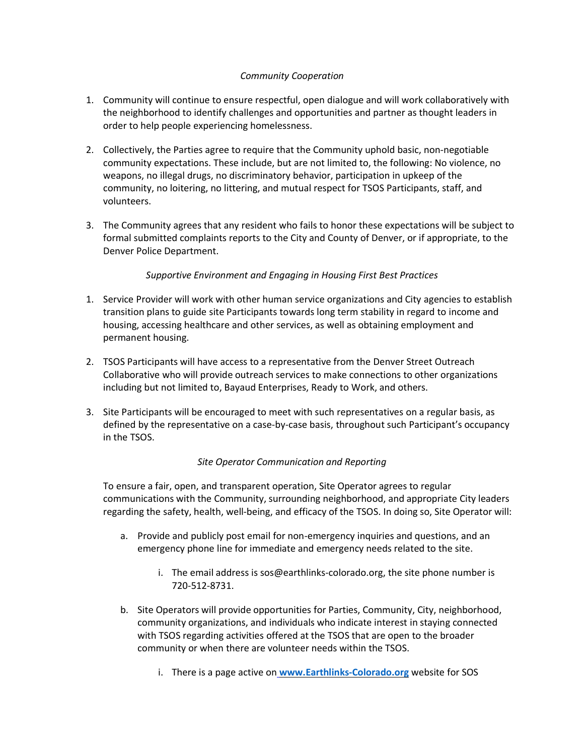*Community Cooperation*

1. Community will continue to ensure respectful, open dialogue and will work collaboratively with the neighborhood to identify challenges and opportunities and partner as thought leaders in order to help people experiencing homelessness.

2. Collectively, the Parties agree to require that the Community uphold basic, non-negotiable community expectations. These include, but are not limited to, the following: No violence, no weapons, no illegal drugs, no discriminatory behavior, participation in upkeep of the community, no loitering, no littering, and mutual respect for TSOS Participants, staff, and volunteers.

3. The Community agrees that any resident who fails to honor these expectations will be subject to formal submitted complaints reports to the City and County of Denver, or if appropriate, to the Denver Police Department.

*Supportive Environment and Engaging in Housing First Best Practices*

1. Service Provider will work with other human service organizations and City agencies to establish transition plans to guide site Participants towards long term stability in regard to income and housing, accessing healthcare and other services, as well as obtaining employment and permanent housing.

2. TSOS Participants will have access to a representative from the Denver Street Outreach Collaborative who will provide outreach services to make connections to other organizations including but not limited to, Bayaud Enterprises, Ready to Work, and others.

3. Site Participants will be encouraged to meet with such representatives on a regular basis, as defined by the representative on a case-by-case basis, throughout such Participant's occupancy in the TSOS.

*Site Operator Communication and Reporting*

To ensure a fair, open, and transparent operation, Site Operator agrees to regular communications with the Community, surrounding neighborhood, and appropriate City leaders regarding the safety, health, well-being, and efficacy of the TSOS. In doing so, Site Operator will:

a. Provide and publicly post email for non-emergency inquiries and questions, and an emergency phone line for immediate and emergency needs related to the site.

    i. The email address is sos@earthlinks-colorado.org, the site phone number is 720-512-8731.

b. Site Operators will provide opportunities for Parties, Community, City, neighborhood, community organizations, and individuals who indicate interest in staying connected with TSOS regarding activities offered at the TSOS that are open to the broader community or when there are volunteer needs within the TSOS.

    i. There is a page active on **www.Earthlinks-Colorado.org** website for SOS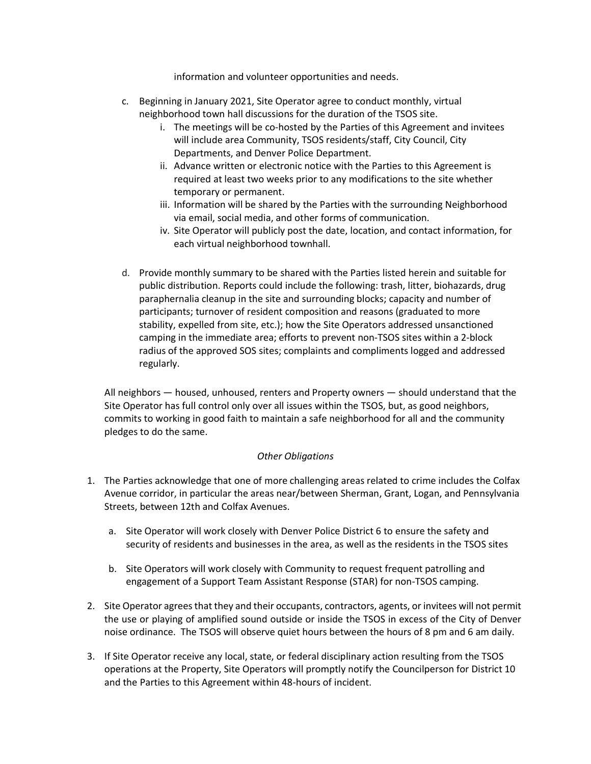information and volunteer opportunities and needs.

c. Beginning in January 2021, Site Operator agree to conduct monthly, virtual neighborhood town hall discussions for the duration of the TSOS site.
   i. The meetings will be co-hosted by the Parties of this Agreement and invitees will include area Community, TSOS residents/staff, City Council, City Departments, and Denver Police Department.
   ii. Advance written or electronic notice with the Parties to this Agreement is required at least two weeks prior to any modifications to the site whether temporary or permanent.
   iii. Information will be shared by the Parties with the surrounding Neighborhood via email, social media, and other forms of communication.
   iv. Site Operator will publicly post the date, location, and contact information, for each virtual neighborhood townhall.

d. Provide monthly summary to be shared with the Parties listed herein and suitable for public distribution. Reports could include the following: trash, litter, biohazards, drug paraphernalia cleanup in the site and surrounding blocks; capacity and number of participants; turnover of resident composition and reasons (graduated to more stability, expelled from site, etc.); how the Site Operators addressed unsanctioned camping in the immediate area; efforts to prevent non-TSOS sites within a 2-block radius of the approved SOS sites; complaints and compliments logged and addressed regularly.

All neighbors — housed, unhoused, renters and Property owners — should understand that the Site Operator has full control only over all issues within the TSOS, but, as good neighbors, commits to working in good faith to maintain a safe neighborhood for all and the community pledges to do the same.

*Other Obligations*

1. The Parties acknowledge that one of more challenging areas related to crime includes the Colfax Avenue corridor, in particular the areas near/between Sherman, Grant, Logan, and Pennsylvania Streets, between 12th and Colfax Avenues.

   a. Site Operator will work closely with Denver Police District 6 to ensure the safety and security of residents and businesses in the area, as well as the residents in the TSOS sites

   b. Site Operators will work closely with Community to request frequent patrolling and engagement of a Support Team Assistant Response (STAR) for non-TSOS camping.

2. Site Operator agrees that they and their occupants, contractors, agents, or invitees will not permit the use or playing of amplified sound outside or inside the TSOS in excess of the City of Denver noise ordinance. The TSOS will observe quiet hours between the hours of 8 pm and 6 am daily.

3. If Site Operator receive any local, state, or federal disciplinary action resulting from the TSOS operations at the Property, Site Operators will promptly notify the Councilperson for District 10 and the Parties to this Agreement within 48-hours of incident.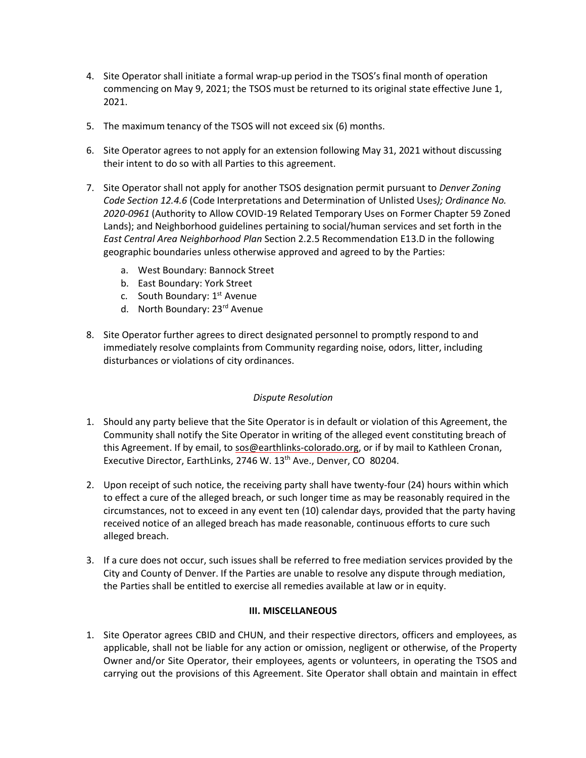4. Site Operator shall initiate a formal wrap-up period in the TSOS's final month of operation commencing on May 9, 2021; the TSOS must be returned to its original state effective June 1, 2021.

5. The maximum tenancy of the TSOS will not exceed six (6) months.

6. Site Operator agrees to not apply for an extension following May 31, 2021 without discussing their intent to do so with all Parties to this agreement.

7. Site Operator shall not apply for another TSOS designation permit pursuant to *Denver Zoning Code Section 12.4.6* (Code Interpretations and Determination of Unlisted Uses*); Ordinance No. 2020-0961* (Authority to Allow COVID-19 Related Temporary Uses on Former Chapter 59 Zoned Lands); and Neighborhood guidelines pertaining to social/human services and set forth in the *East Central Area Neighborhood Plan* Section 2.2.5 Recommendation E13.D in the following geographic boundaries unless otherwise approved and agreed to by the Parties:
   a. West Boundary: Bannock Street
   b. East Boundary: York Street
   c. South Boundary: 1st Avenue
   d. North Boundary: 23rd Avenue

8. Site Operator further agrees to direct designated personnel to promptly respond to and immediately resolve complaints from Community regarding noise, odors, litter, including disturbances or violations of city ordinances.

*Dispute Resolution*

1. Should any party believe that the Site Operator is in default or violation of this Agreement, the Community shall notify the Site Operator in writing of the alleged event constituting breach of this Agreement. If by email, to sos@earthlinks-colorado.org, or if by mail to Kathleen Cronan, Executive Director, EarthLinks, 2746 W. 13th Ave., Denver, CO 80204.

2. Upon receipt of such notice, the receiving party shall have twenty-four (24) hours within which to effect a cure of the alleged breach, or such longer time as may be reasonably required in the circumstances, not to exceed in any event ten (10) calendar days, provided that the party having received notice of an alleged breach has made reasonable, continuous efforts to cure such alleged breach.

3. If a cure does not occur, such issues shall be referred to free mediation services provided by the City and County of Denver. If the Parties are unable to resolve any dispute through mediation, the Parties shall be entitled to exercise all remedies available at law or in equity.

## III. MISCELLANEOUS

1. Site Operator agrees CBID and CHUN, and their respective directors, officers and employees, as applicable, shall not be liable for any action or omission, negligent or otherwise, of the Property Owner and/or Site Operator, their employees, agents or volunteers, in operating the TSOS and carrying out the provisions of this Agreement. Site Operator shall obtain and maintain in effect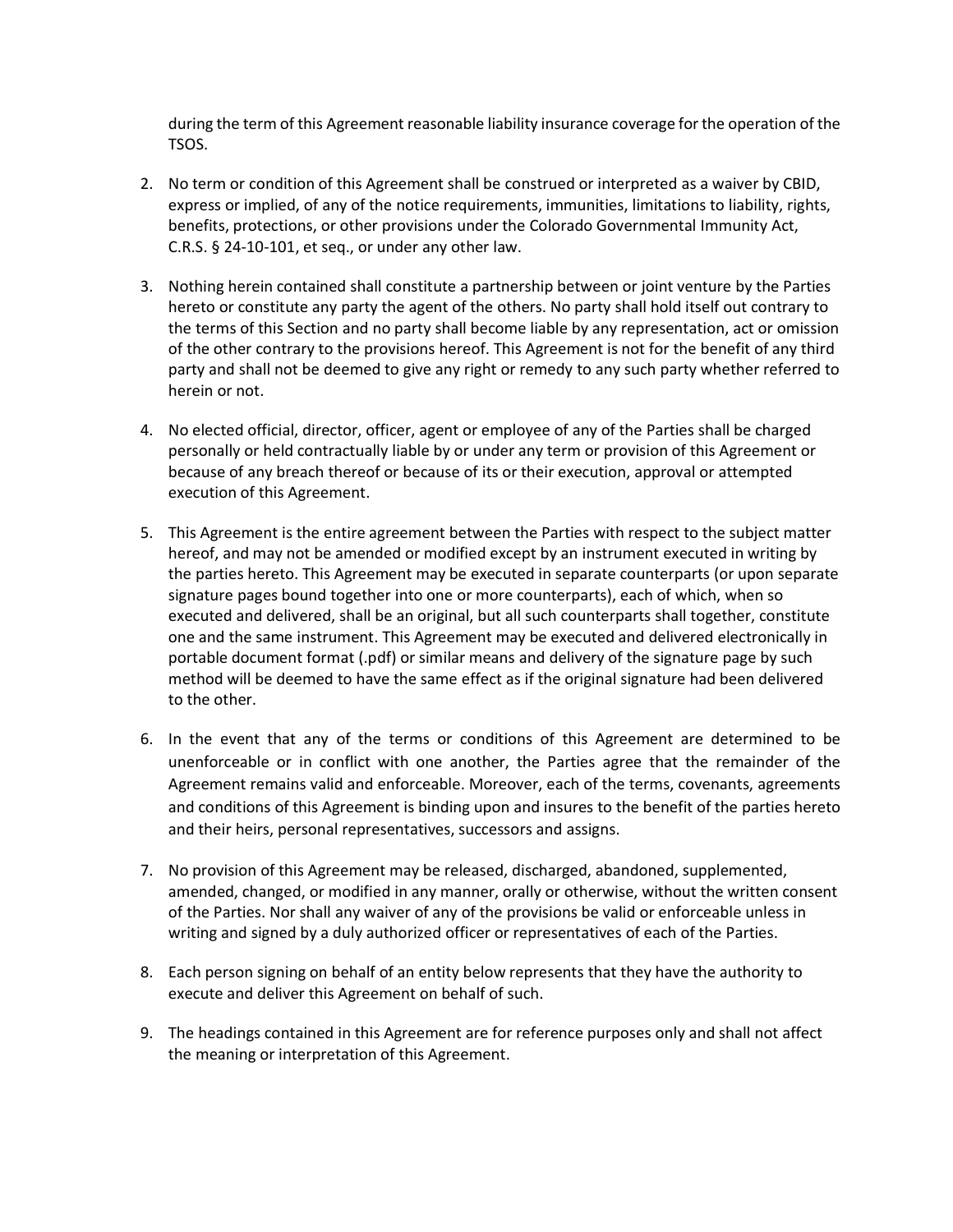during the term of this Agreement reasonable liability insurance coverage for the operation of the TSOS.

2. No term or condition of this Agreement shall be construed or interpreted as a waiver by CBID, express or implied, of any of the notice requirements, immunities, limitations to liability, rights, benefits, protections, or other provisions under the Colorado Governmental Immunity Act, C.R.S. § 24-10-101, et seq., or under any other law.

3. Nothing herein contained shall constitute a partnership between or joint venture by the Parties hereto or constitute any party the agent of the others. No party shall hold itself out contrary to the terms of this Section and no party shall become liable by any representation, act or omission of the other contrary to the provisions hereof. This Agreement is not for the benefit of any third party and shall not be deemed to give any right or remedy to any such party whether referred to herein or not.

4. No elected official, director, officer, agent or employee of any of the Parties shall be charged personally or held contractually liable by or under any term or provision of this Agreement or because of any breach thereof or because of its or their execution, approval or attempted execution of this Agreement.

5. This Agreement is the entire agreement between the Parties with respect to the subject matter hereof, and may not be amended or modified except by an instrument executed in writing by the parties hereto. This Agreement may be executed in separate counterparts (or upon separate signature pages bound together into one or more counterparts), each of which, when so executed and delivered, shall be an original, but all such counterparts shall together, constitute one and the same instrument. This Agreement may be executed and delivered electronically in portable document format (.pdf) or similar means and delivery of the signature page by such method will be deemed to have the same effect as if the original signature had been delivered to the other.

6. In the event that any of the terms or conditions of this Agreement are determined to be unenforceable or in conflict with one another, the Parties agree that the remainder of the Agreement remains valid and enforceable. Moreover, each of the terms, covenants, agreements and conditions of this Agreement is binding upon and insures to the benefit of the parties hereto and their heirs, personal representatives, successors and assigns.

7. No provision of this Agreement may be released, discharged, abandoned, supplemented, amended, changed, or modified in any manner, orally or otherwise, without the written consent of the Parties. Nor shall any waiver of any of the provisions be valid or enforceable unless in writing and signed by a duly authorized officer or representatives of each of the Parties.

8. Each person signing on behalf of an entity below represents that they have the authority to execute and deliver this Agreement on behalf of such.

9. The headings contained in this Agreement are for reference purposes only and shall not affect the meaning or interpretation of this Agreement.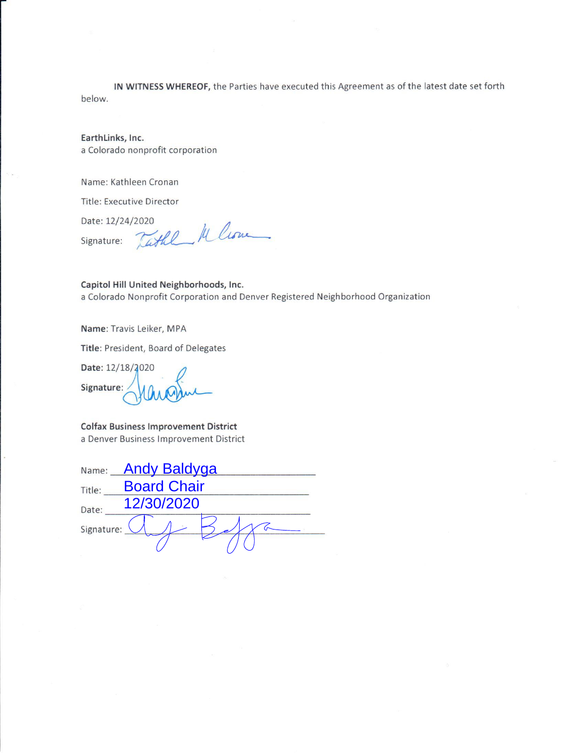**IN WITNESS WHEREOF,** the Parties have executed this Agreement as of the latest date set forth below.

**EarthLinks, Inc.**
a Colorado nonprofit corporation

Name: Kathleen Cronan

Title: Executive Director

Date: 12/24/2020

Signature:

**Capitol Hill United Neighborhoods, Inc.**
a Colorado Nonprofit Corporation and Denver Registered Neighborhood Organization

**Name**: Travis Leiker, MPA

**Title**: President, Board of Delegates

**Date**: 12/18/2020

**Signature**:

**Colfax Business Improvement District**
a Denver Business Improvement District

Name: Andy Baldyga

Title: Board Chair

Date: 12/30/2020

Signature: